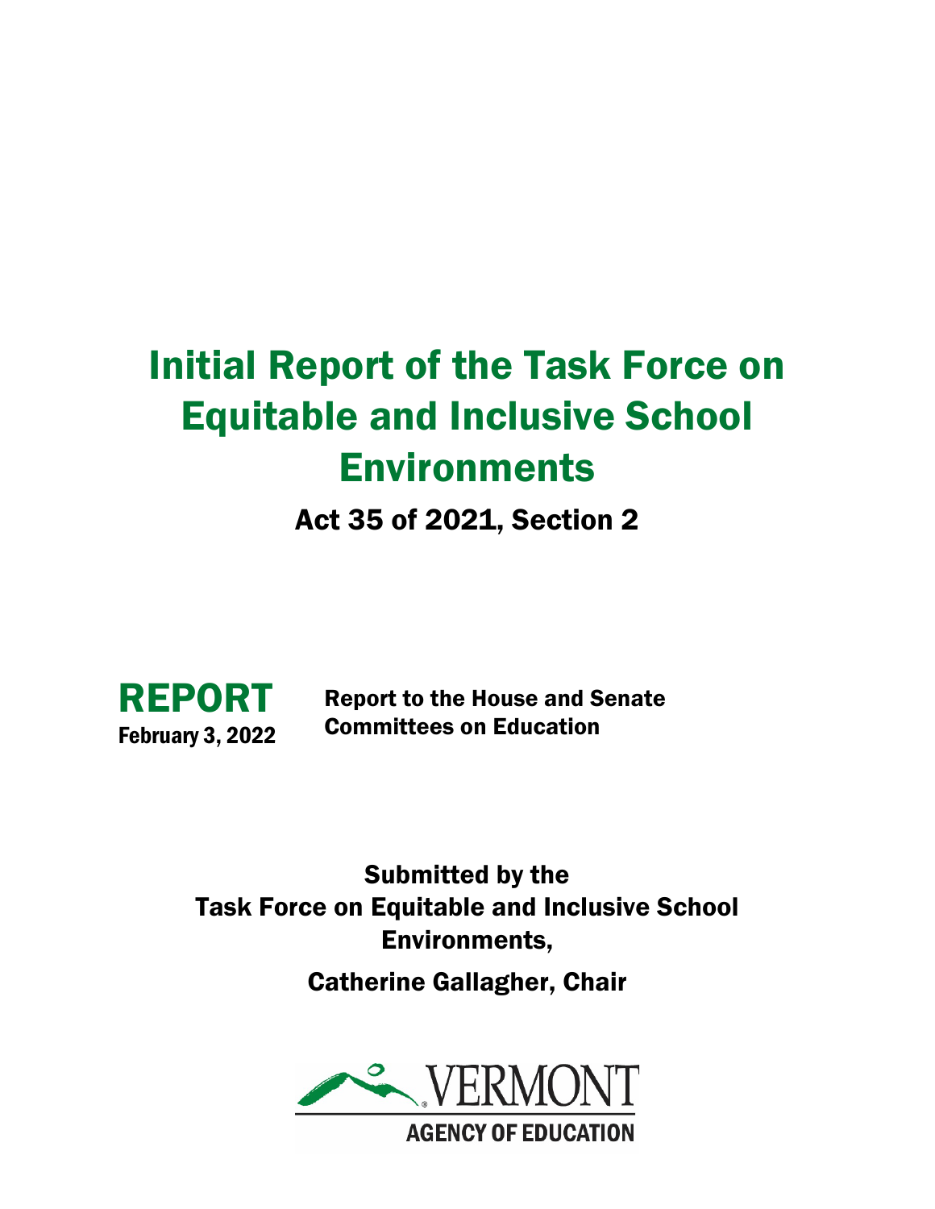# Initial Report of the Task Force on Equitable and Inclusive School Environments

## Act 35 of 2021, Section 2

**REPORT**
**February 3, 2022**

**Report to the House and Senate Committees on Education**

**Submitted by the Task Force on Equitable and Inclusive School Environments,**

**Catherine Gallagher, Chair**

VERMONT
AGENCY OF EDUCATION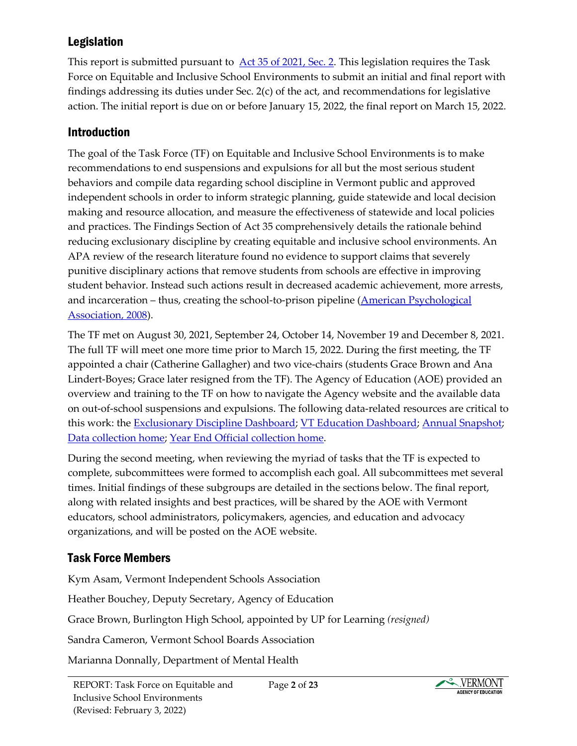## Legislation

This report is submitted pursuant to [Act 35 of 2021, Sec. 2](). This legislation requires the Task Force on Equitable and Inclusive School Environments to submit an initial and final report with findings addressing its duties under Sec. 2(c) of the act, and recommendations for legislative action. The initial report is due on or before January 15, 2022, the final report on March 15, 2022.

## Introduction

The goal of the Task Force (TF) on Equitable and Inclusive School Environments is to make recommendations to end suspensions and expulsions for all but the most serious student behaviors and compile data regarding school discipline in Vermont public and approved independent schools in order to inform strategic planning, guide statewide and local decision making and resource allocation, and measure the effectiveness of statewide and local policies and practices. The Findings Section of Act 35 comprehensively details the rationale behind reducing exclusionary discipline by creating equitable and inclusive school environments. An APA review of the research literature found no evidence to support claims that severely punitive disciplinary actions that remove students from schools are effective in improving student behavior. Instead such actions result in decreased academic achievement, more arrests, and incarceration – thus, creating the school-to-prison pipeline ([American Psychological Association, 2008]()).

The TF met on August 30, 2021, September 24, October 14, November 19 and December 8, 2021. The full TF will meet one more time prior to March 15, 2022. During the first meeting, the TF appointed a chair (Catherine Gallagher) and two vice-chairs (students Grace Brown and Ana Lindert-Boyes; Grace later resigned from the TF). The Agency of Education (AOE) provided an overview and training to the TF on how to navigate the Agency website and the available data on out-of-school suspensions and expulsions. The following data-related resources are critical to this work: the [Exclusionary Discipline Dashboard](); [VT Education Dashboard](); [Annual Snapshot](); [Data collection home](); [Year End Official collection home]().

During the second meeting, when reviewing the myriad of tasks that the TF is expected to complete, subcommittees were formed to accomplish each goal. All subcommittees met several times. Initial findings of these subgroups are detailed in the sections below. The final report, along with related insights and best practices, will be shared by the AOE with Vermont educators, school administrators, policymakers, agencies, and education and advocacy organizations, and will be posted on the AOE website.

## Task Force Members

Kym Asam, Vermont Independent Schools Association

Heather Bouchey, Deputy Secretary, Agency of Education

Grace Brown, Burlington High School, appointed by UP for Learning *(resigned)*

Sandra Cameron, Vermont School Boards Association

Marianna Donnally, Department of Mental Health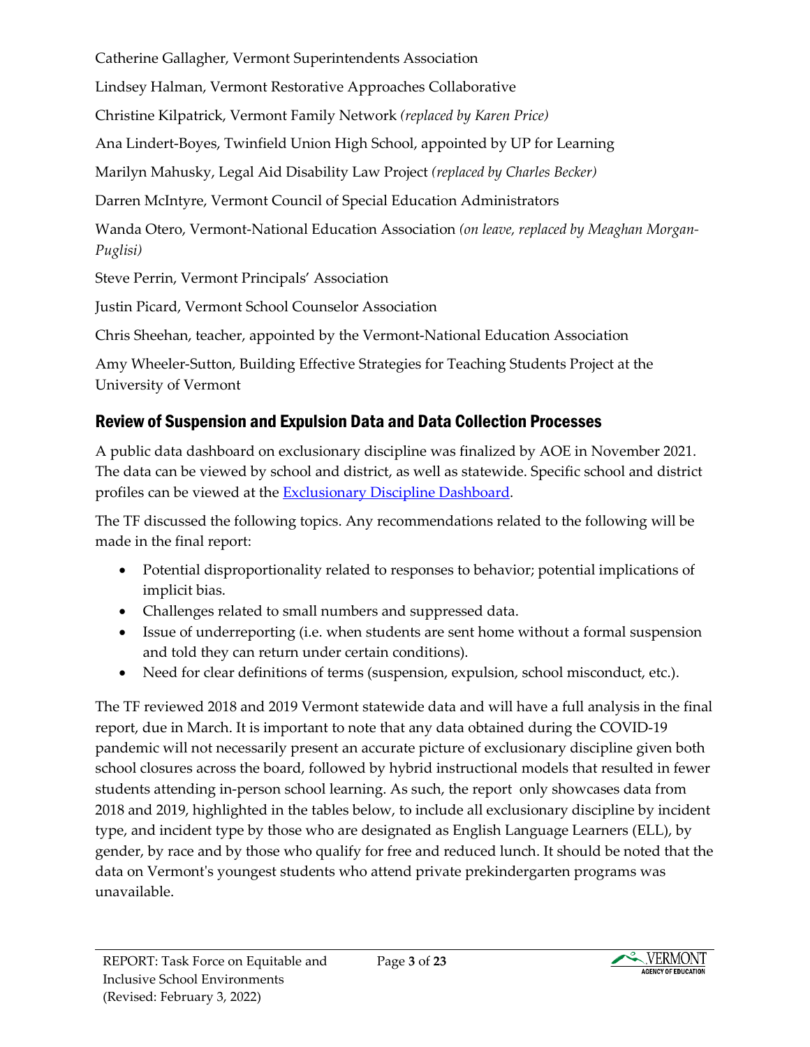Catherine Gallagher, Vermont Superintendents Association

Lindsey Halman, Vermont Restorative Approaches Collaborative

Christine Kilpatrick, Vermont Family Network *(replaced by Karen Price)*

Ana Lindert-Boyes, Twinfield Union High School, appointed by UP for Learning

Marilyn Mahusky, Legal Aid Disability Law Project *(replaced by Charles Becker)*

Darren McIntyre, Vermont Council of Special Education Administrators

Wanda Otero, Vermont-National Education Association *(on leave, replaced by Meaghan Morgan-Puglisi)*

Steve Perrin, Vermont Principals' Association

Justin Picard, Vermont School Counselor Association

Chris Sheehan, teacher, appointed by the Vermont-National Education Association

Amy Wheeler-Sutton, Building Effective Strategies for Teaching Students Project at the University of Vermont

## Review of Suspension and Expulsion Data and Data Collection Processes

A public data dashboard on exclusionary discipline was finalized by AOE in November 2021. The data can be viewed by school and district, as well as statewide. Specific school and district profiles can be viewed at the Exclusionary Discipline Dashboard.

The TF discussed the following topics. Any recommendations related to the following will be made in the final report:

- Potential disproportionality related to responses to behavior; potential implications of implicit bias.
- Challenges related to small numbers and suppressed data.
- Issue of underreporting (i.e. when students are sent home without a formal suspension and told they can return under certain conditions).
- Need for clear definitions of terms (suspension, expulsion, school misconduct, etc.).

The TF reviewed 2018 and 2019 Vermont statewide data and will have a full analysis in the final report, due in March. It is important to note that any data obtained during the COVID-19 pandemic will not necessarily present an accurate picture of exclusionary discipline given both school closures across the board, followed by hybrid instructional models that resulted in fewer students attending in-person school learning. As such, the report only showcases data from 2018 and 2019, highlighted in the tables below, to include all exclusionary discipline by incident type, and incident type by those who are designated as English Language Learners (ELL), by gender, by race and by those who qualify for free and reduced lunch. It should be noted that the data on Vermont's youngest students who attend private prekindergarten programs was unavailable.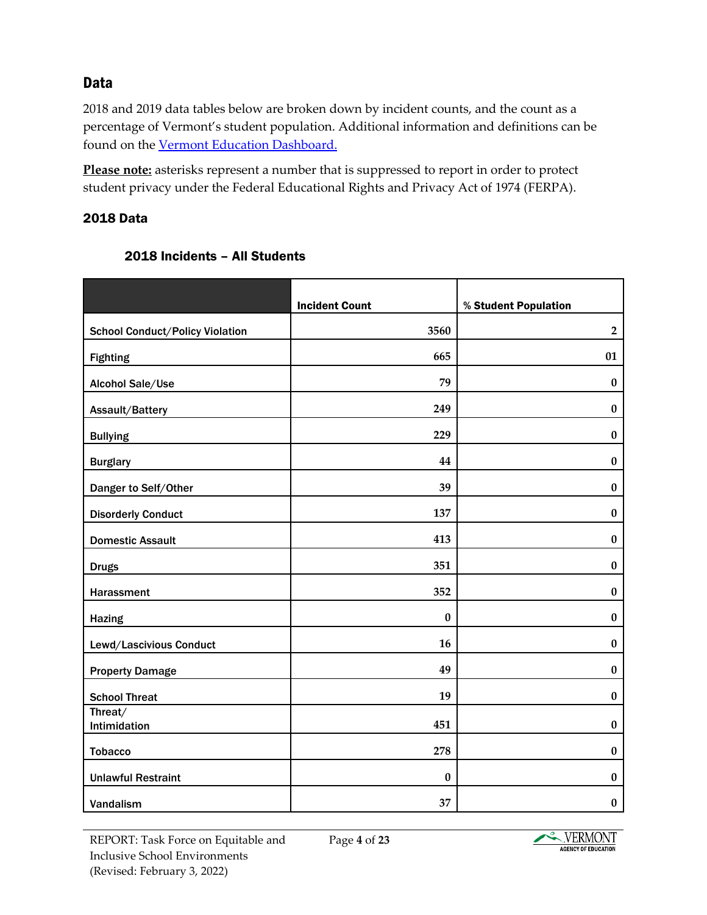## Data

2018 and 2019 data tables below are broken down by incident counts, and the count as a percentage of Vermont's student population. Additional information and definitions can be found on the [Vermont Education Dashboard.](#)

**Please note:** asterisks represent a number that is suppressed to report in order to protect student privacy under the Federal Educational Rights and Privacy Act of 1974 (FERPA).

### 2018 Data

#### 2018 Incidents – All Students

| | Incident Count | % Student Population |
|---|---|---|
| School Conduct/Policy Violation | 3560 | 2 |
| Fighting | 665 | 01 |
| Alcohol Sale/Use | 79 | 0 |
| Assault/Battery | 249 | 0 |
| Bullying | 229 | 0 |
| Burglary | 44 | 0 |
| Danger to Self/Other | 39 | 0 |
| Disorderly Conduct | 137 | 0 |
| Domestic Assault | 413 | 0 |
| Drugs | 351 | 0 |
| Harassment | 352 | 0 |
| Hazing | 0 | 0 |
| Lewd/Lascivious Conduct | 16 | 0 |
| Property Damage | 49 | 0 |
| School Threat | 19 | 0 |
| Threat/ Intimidation | 451 | 0 |
| Tobacco | 278 | 0 |
| Unlawful Restraint | 0 | 0 |
| Vandalism | 37 | 0 |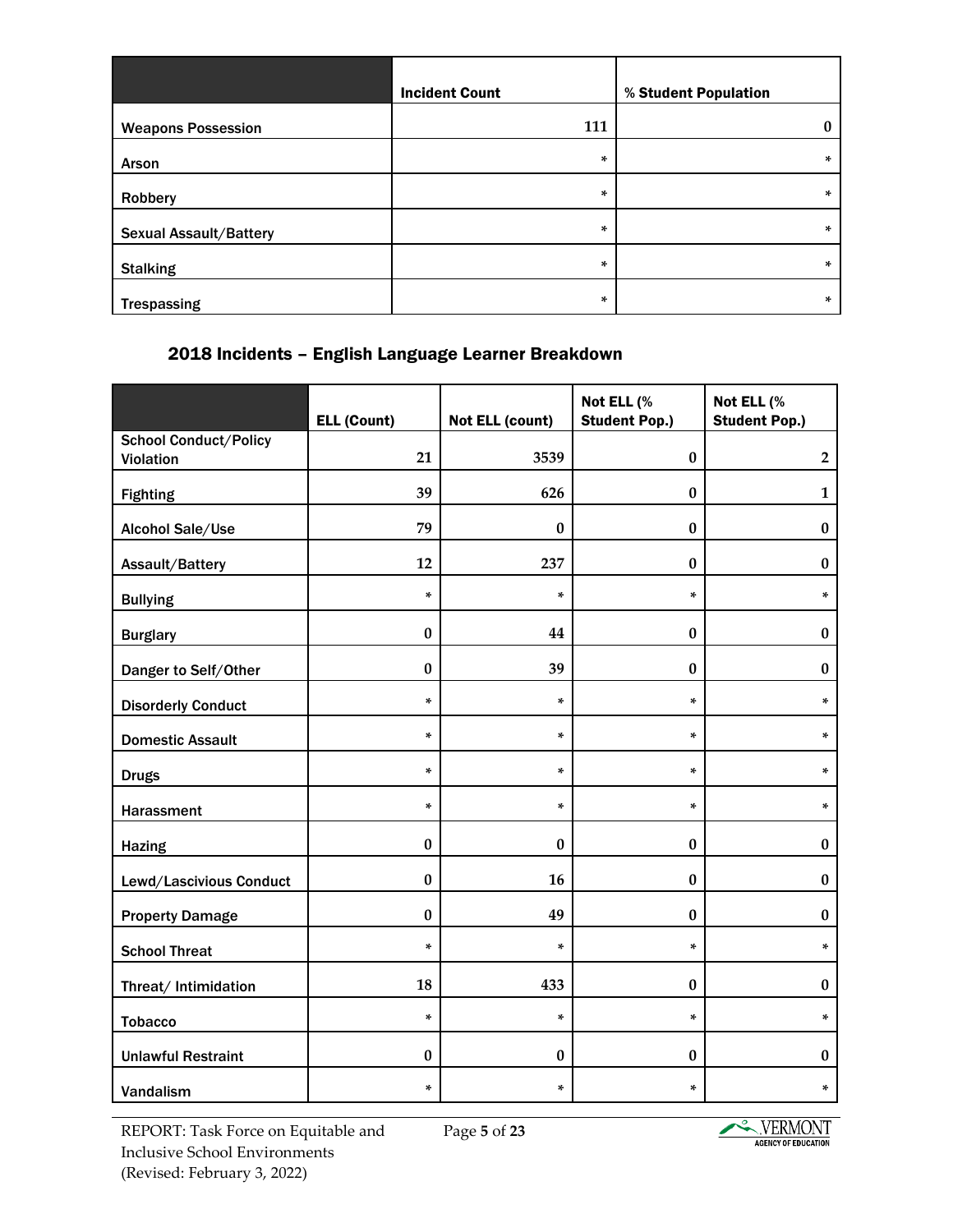| | Incident Count | % Student Population |
|---|---|---|
| Weapons Possession | 111 | 0 |
| Arson | * | * |
| Robbery | * | * |
| Sexual Assault/Battery | * | * |
| Stalking | * | * |
| Trespassing | * | * |

### 2018 Incidents – English Language Learner Breakdown

| | ELL (Count) | Not ELL (count) | Not ELL (% Student Pop.) | Not ELL (% Student Pop.) |
|---|---|---|---|---|
| School Conduct/Policy Violation | 21 | 3539 | 0 | 2 |
| Fighting | 39 | 626 | 0 | 1 |
| Alcohol Sale/Use | 79 | 0 | 0 | 0 |
| Assault/Battery | 12 | 237 | 0 | 0 |
| Bullying | * | * | * | * |
| Burglary | 0 | 44 | 0 | 0 |
| Danger to Self/Other | 0 | 39 | 0 | 0 |
| Disorderly Conduct | * | * | * | * |
| Domestic Assault | * | * | * | * |
| Drugs | * | * | * | * |
| Harassment | * | * | * | * |
| Hazing | 0 | 0 | 0 | 0 |
| Lewd/Lascivious Conduct | 0 | 16 | 0 | 0 |
| Property Damage | 0 | 49 | 0 | 0 |
| School Threat | * | * | * | * |
| Threat/ Intimidation | 18 | 433 | 0 | 0 |
| Tobacco | * | * | * | * |
| Unlawful Restraint | 0 | 0 | 0 | 0 |
| Vandalism | * | * | * | * |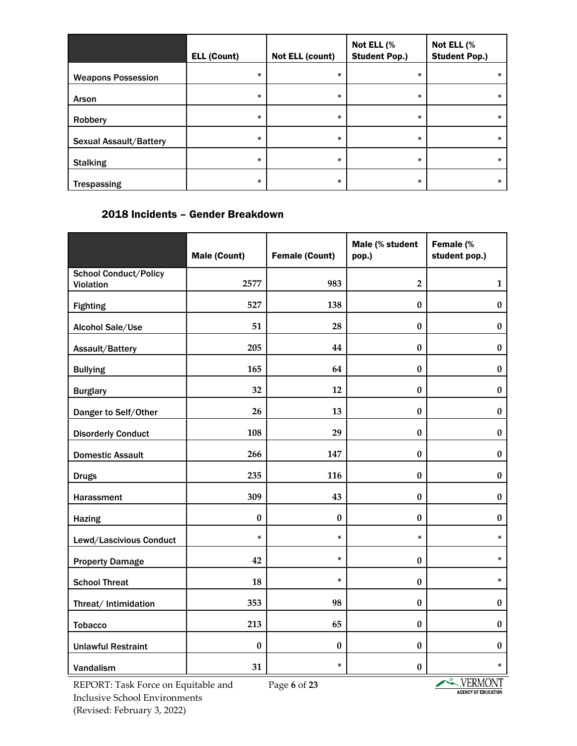| | ELL (Count) | Not ELL (count) | Not ELL (% Student Pop.) | Not ELL (% Student Pop.) |
|---|---|---|---|---|
| Weapons Possession | * | * | * | * |
| Arson | * | * | * | * |
| Robbery | * | * | * | * |
| Sexual Assault/Battery | * | * | * | * |
| Stalking | * | * | * | * |
| Trespassing | * | * | * | * |

### 2018 Incidents – Gender Breakdown

| | Male (Count) | Female (Count) | Male (% student pop.) | Female (% student pop.) |
|---|---|---|---|---|
| School Conduct/Policy Violation | 2577 | 983 | 2 | 1 |
| Fighting | 527 | 138 | 0 | 0 |
| Alcohol Sale/Use | 51 | 28 | 0 | 0 |
| Assault/Battery | 205 | 44 | 0 | 0 |
| Bullying | 165 | 64 | 0 | 0 |
| Burglary | 32 | 12 | 0 | 0 |
| Danger to Self/Other | 26 | 13 | 0 | 0 |
| Disorderly Conduct | 108 | 29 | 0 | 0 |
| Domestic Assault | 266 | 147 | 0 | 0 |
| Drugs | 235 | 116 | 0 | 0 |
| Harassment | 309 | 43 | 0 | 0 |
| Hazing | 0 | 0 | 0 | 0 |
| Lewd/Lascivious Conduct | * | * | * | * |
| Property Damage | 42 | * | 0 | * |
| School Threat | 18 | * | 0 | * |
| Threat/ Intimidation | 353 | 98 | 0 | 0 |
| Tobacco | 213 | 65 | 0 | 0 |
| Unlawful Restraint | 0 | 0 | 0 | 0 |
| Vandalism | 31 | * | 0 | * |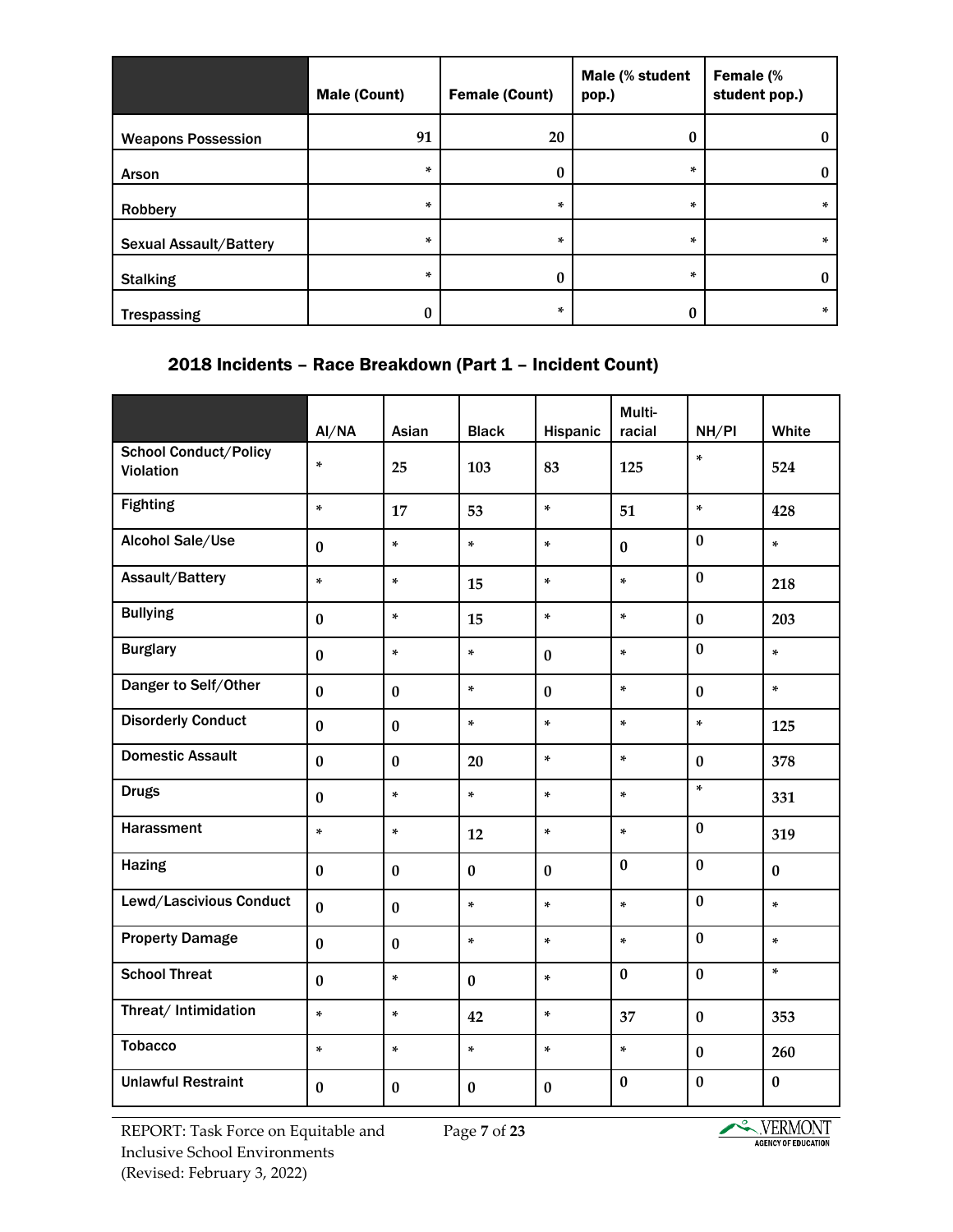| | Male (Count) | Female (Count) | Male (% student pop.) | Female (% student pop.) |
|---|---|---|---|---|
| Weapons Possession | 91 | 20 | 0 | 0 |
| Arson | * | 0 | * | 0 |
| Robbery | * | * | * | * |
| Sexual Assault/Battery | * | * | * | * |
| Stalking | * | 0 | * | 0 |
| Trespassing | 0 | * | 0 | * |

### 2018 Incidents – Race Breakdown (Part 1 – Incident Count)

| | AI/NA | Asian | Black | Hispanic | Multi-racial | NH/PI | White |
|---|---|---|---|---|---|---|---|
| School Conduct/Policy Violation | * | 25 | 103 | 83 | 125 | * | 524 |
| Fighting | * | 17 | 53 | * | 51 | * | 428 |
| Alcohol Sale/Use | 0 | * | * | * | 0 | 0 | * |
| Assault/Battery | * | * | 15 | * | * | 0 | 218 |
| Bullying | 0 | * | 15 | * | * | 0 | 203 |
| Burglary | 0 | * | * | 0 | * | 0 | * |
| Danger to Self/Other | 0 | 0 | * | 0 | * | 0 | * |
| Disorderly Conduct | 0 | 0 | * | * | * | * | 125 |
| Domestic Assault | 0 | 0 | 20 | * | * | 0 | 378 |
| Drugs | 0 | * | * | * | * | * | 331 |
| Harassment | * | * | 12 | * | * | 0 | 319 |
| Hazing | 0 | 0 | 0 | 0 | 0 | 0 | 0 |
| Lewd/Lascivious Conduct | 0 | 0 | * | * | * | 0 | * |
| Property Damage | 0 | 0 | * | * | * | 0 | * |
| School Threat | 0 | * | 0 | * | 0 | 0 | * |
| Threat/ Intimidation | * | * | 42 | * | 37 | 0 | 353 |
| Tobacco | * | * | * | * | * | 0 | 260 |
| Unlawful Restraint | 0 | 0 | 0 | 0 | 0 | 0 | 0 |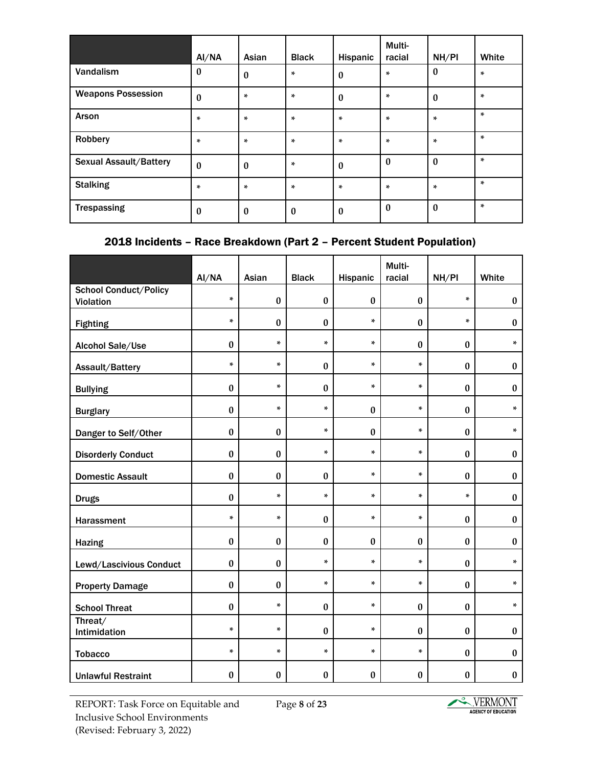|  | AI/NA | Asian | Black | Hispanic | Multi-racial | NH/PI | White |
|---|---|---|---|---|---|---|---|
| Vandalism | 0 | 0 | * | 0 | * | 0 | * |
| Weapons Possession | 0 | * | * | 0 | * | 0 | * |
| Arson | * | * | * | * | * | * | * |
| Robbery | * | * | * | * | * | * | * |
| Sexual Assault/Battery | 0 | 0 | * | 0 | 0 | 0 | * |
| Stalking | * | * | * | * | * | * | * |
| Trespassing | 0 | 0 | 0 | 0 | 0 | 0 | * |

## 2018 Incidents – Race Breakdown (Part 2 – Percent Student Population)

|  | AI/NA | Asian | Black | Hispanic | Multi-racial | NH/PI | White |
|---|---|---|---|---|---|---|---|
| School Conduct/Policy Violation | * | 0 | 0 | 0 | 0 | * | 0 |
| Fighting | * | 0 | 0 | * | 0 | * | 0 |
| Alcohol Sale/Use | 0 | * | * | * | 0 | 0 | * |
| Assault/Battery | * | * | 0 | * | * | 0 | 0 |
| Bullying | 0 | * | 0 | * | * | 0 | 0 |
| Burglary | 0 | * | * | 0 | * | 0 | * |
| Danger to Self/Other | 0 | 0 | * | 0 | * | 0 | * |
| Disorderly Conduct | 0 | 0 | * | * | * | 0 | 0 |
| Domestic Assault | 0 | 0 | 0 | * | * | 0 | 0 |
| Drugs | 0 | * | * | * | * | * | 0 |
| Harassment | * | * | 0 | * | * | 0 | 0 |
| Hazing | 0 | 0 | 0 | 0 | 0 | 0 | 0 |
| Lewd/Lascivious Conduct | 0 | 0 | * | * | * | 0 | * |
| Property Damage | 0 | 0 | * | * | * | 0 | * |
| School Threat | 0 | * | 0 | * | 0 | 0 | * |
| Threat/ Intimidation | * | * | 0 | * | 0 | 0 | 0 |
| Tobacco | * | * | * | * | * | 0 | 0 |
| Unlawful Restraint | 0 | 0 | 0 | 0 | 0 | 0 | 0 |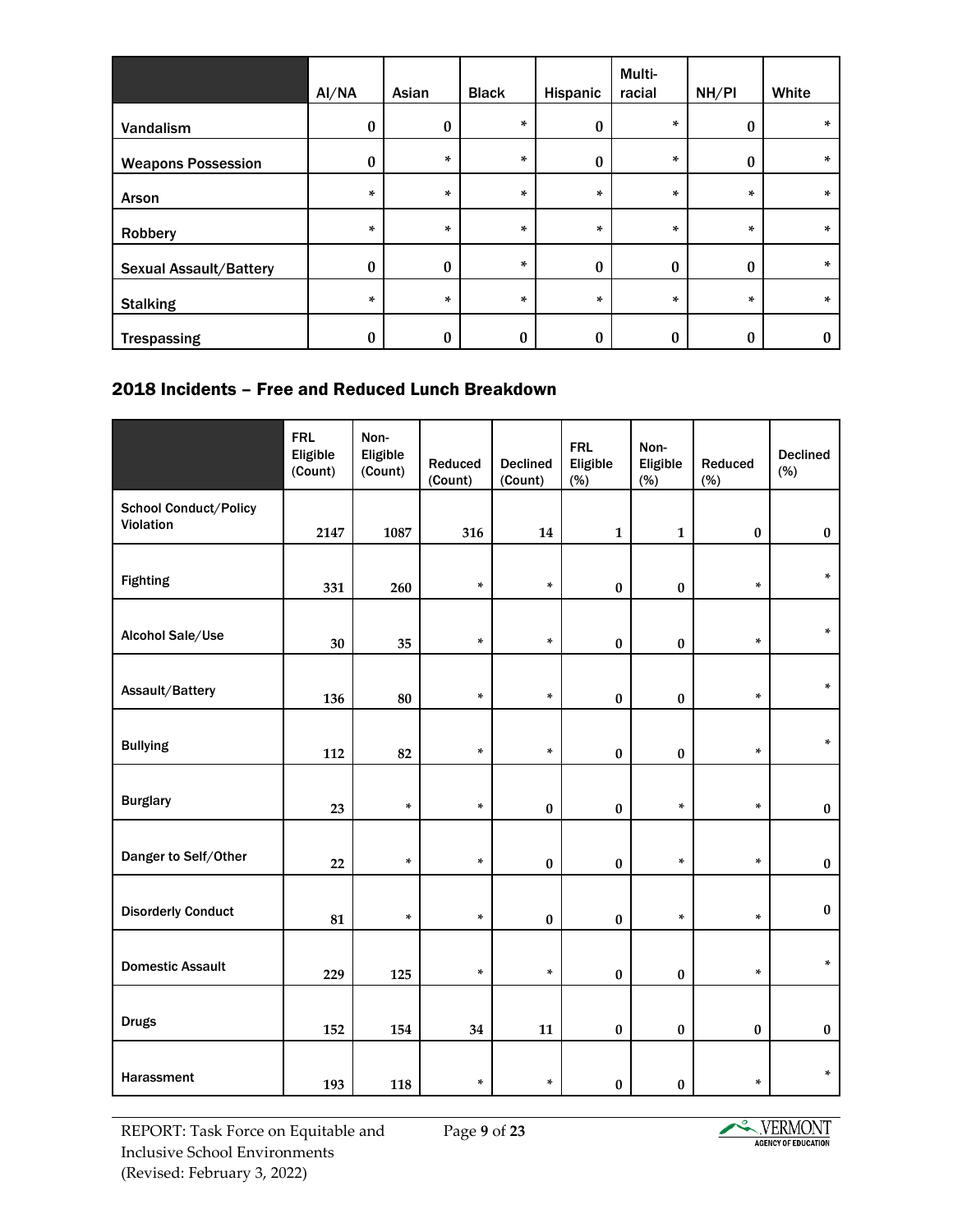| | AI/NA | Asian | Black | Hispanic | Multi-racial | NH/PI | White |
|---|---|---|---|---|---|---|---|
| Vandalism | 0 | 0 | * | 0 | * | 0 | * |
| Weapons Possession | 0 | * | * | 0 | * | 0 | * |
| Arson | * | * | * | * | * | * | * |
| Robbery | * | * | * | * | * | * | * |
| Sexual Assault/Battery | 0 | 0 | * | 0 | 0 | 0 | * |
| Stalking | * | * | * | * | * | * | * |
| Trespassing | 0 | 0 | 0 | 0 | 0 | 0 | 0 |

## 2018 Incidents – Free and Reduced Lunch Breakdown

| | FRL Eligible (Count) | Non-Eligible (Count) | Reduced (Count) | Declined (Count) | FRL Eligible (%) | Non-Eligible (%) | Reduced (%) | Declined (%) |
|---|---|---|---|---|---|---|---|---|
| School Conduct/Policy Violation | 2147 | 1087 | 316 | 14 | 1 | 1 | 0 | 0 |
| Fighting | 331 | 260 | * | * | 0 | 0 | * | * |
| Alcohol Sale/Use | 30 | 35 | * | * | 0 | 0 | * | * |
| Assault/Battery | 136 | 80 | * | * | 0 | 0 | * | * |
| Bullying | 112 | 82 | * | * | 0 | 0 | * | * |
| Burglary | 23 | * | * | 0 | 0 | * | * | 0 |
| Danger to Self/Other | 22 | * | * | 0 | 0 | * | * | 0 |
| Disorderly Conduct | 81 | * | * | 0 | 0 | * | * | 0 |
| Domestic Assault | 229 | 125 | * | * | 0 | 0 | * | * |
| Drugs | 152 | 154 | 34 | 11 | 0 | 0 | 0 | 0 |
| Harassment | 193 | 118 | * | * | 0 | 0 | * | * |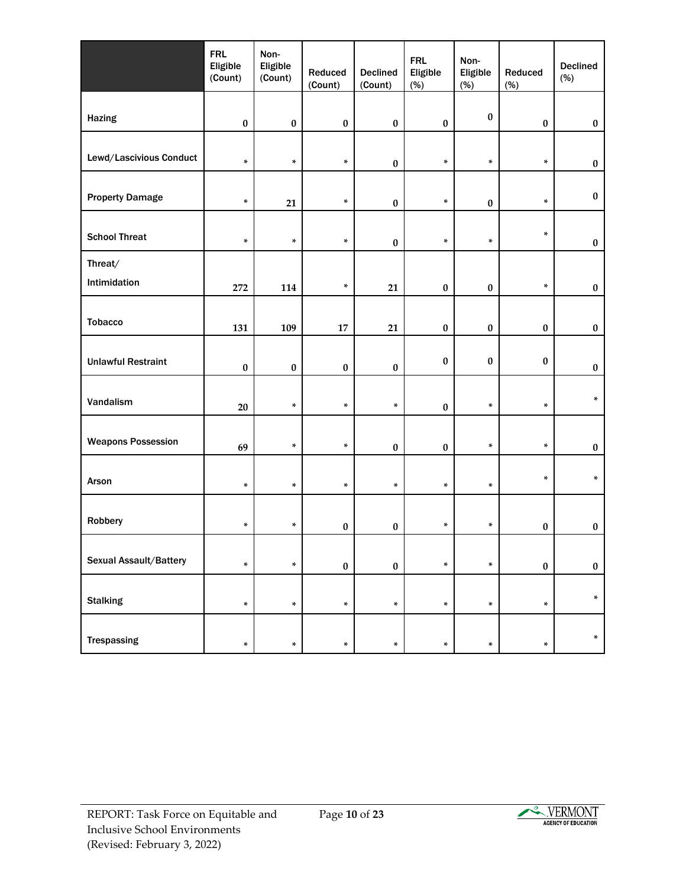| | FRL Eligible (Count) | Non-Eligible (Count) | Reduced (Count) | Declined (Count) | FRL Eligible (%) | Non-Eligible (%) | Reduced (%) | Declined (%) |
|---|---|---|---|---|---|---|---|---|
| Hazing | 0 | 0 | 0 | 0 | 0 | 0 | 0 | 0 |
| Lewd/Lascivious Conduct | * | * | * | 0 | * | * | * | 0 |
| Property Damage | * | 21 | * | 0 | * | 0 | * | 0 |
| School Threat | * | * | * | 0 | * | * | * | 0 |
| Threat/ Intimidation | 272 | 114 | * | 21 | 0 | 0 | * | 0 |
| Tobacco | 131 | 109 | 17 | 21 | 0 | 0 | 0 | 0 |
| Unlawful Restraint | 0 | 0 | 0 | 0 | 0 | 0 | 0 | 0 |
| Vandalism | 20 | * | * | * | 0 | * | * | * |
| Weapons Possession | 69 | * | * | 0 | 0 | * | * | 0 |
| Arson | * | * | * | * | * | * | * | * |
| Robbery | * | * | 0 | 0 | * | * | 0 | 0 |
| Sexual Assault/Battery | * | * | 0 | 0 | * | * | 0 | 0 |
| Stalking | * | * | * | * | * | * | * | * |
| Trespassing | * | * | * | * | * | * | * | * |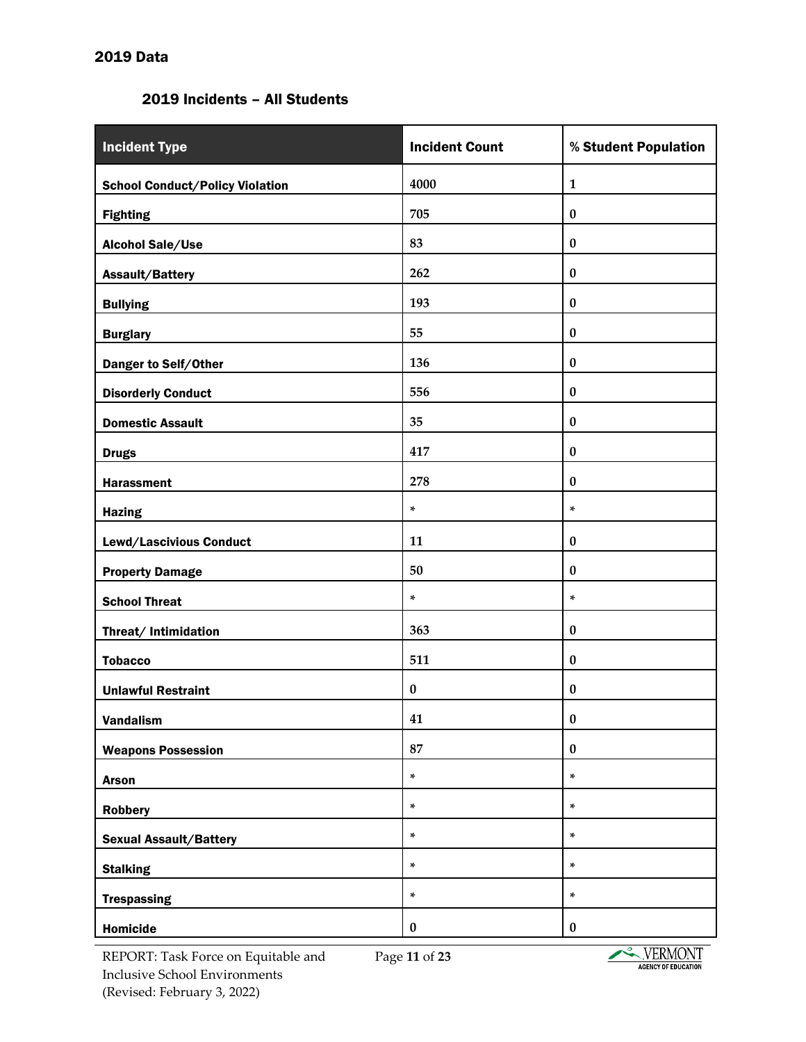## 2019 Data

### 2019 Incidents – All Students

| Incident Type | Incident Count | % Student Population |
|---|---|---|
| School Conduct/Policy Violation | 4000 | 1 |
| Fighting | 705 | 0 |
| Alcohol Sale/Use | 83 | 0 |
| Assault/Battery | 262 | 0 |
| Bullying | 193 | 0 |
| Burglary | 55 | 0 |
| Danger to Self/Other | 136 | 0 |
| Disorderly Conduct | 556 | 0 |
| Domestic Assault | 35 | 0 |
| Drugs | 417 | 0 |
| Harassment | 278 | 0 |
| Hazing | * | * |
| Lewd/Lascivious Conduct | 11 | 0 |
| Property Damage | 50 | 0 |
| School Threat | * | * |
| Threat/ Intimidation | 363 | 0 |
| Tobacco | 511 | 0 |
| Unlawful Restraint | 0 | 0 |
| Vandalism | 41 | 0 |
| Weapons Possession | 87 | 0 |
| Arson | * | * |
| Robbery | * | * |
| Sexual Assault/Battery | * | * |
| Stalking | * | * |
| Trespassing | * | * |
| Homicide | 0 | 0 |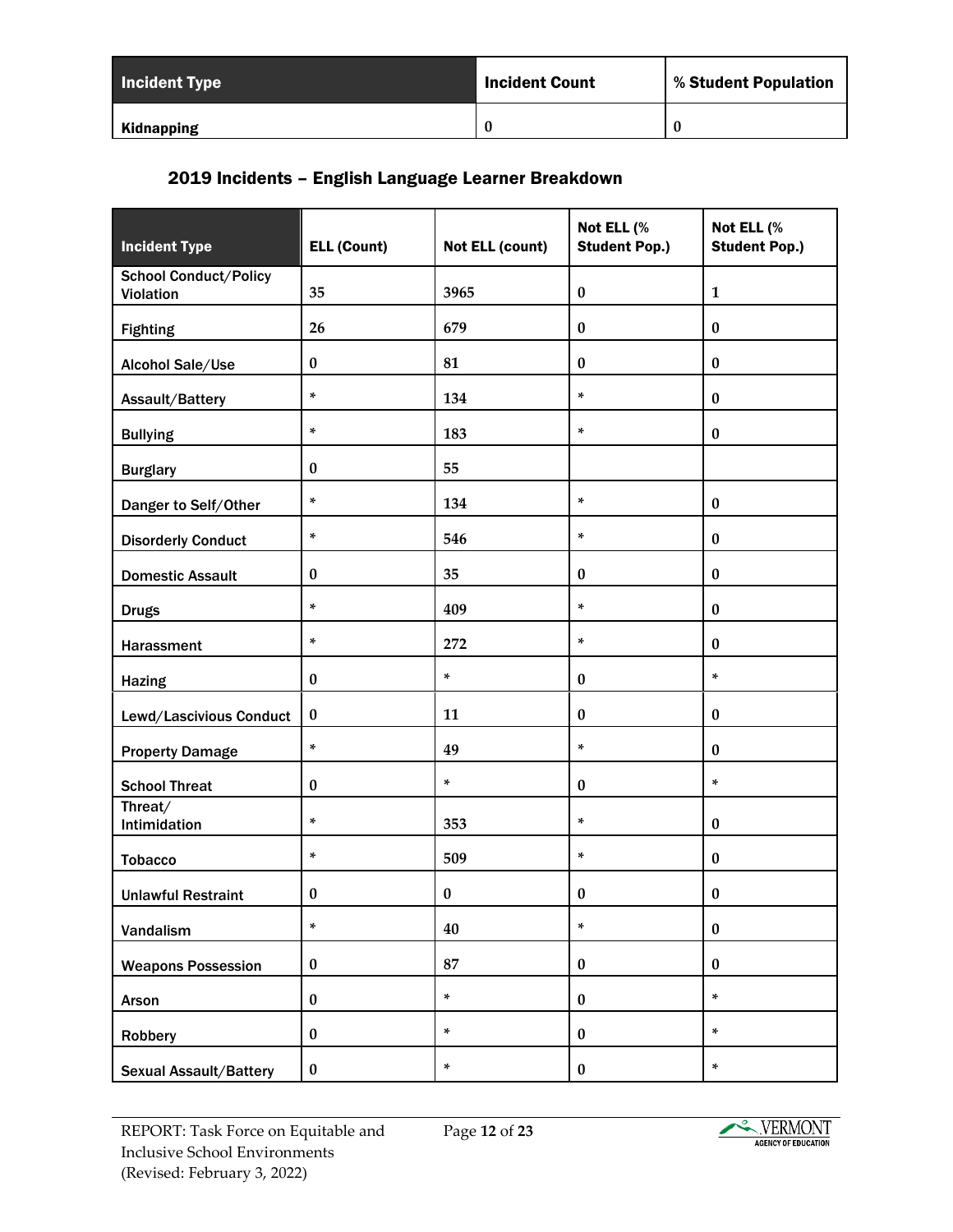| Incident Type | Incident Count | % Student Population |
|---|---|---|
| Kidnapping | 0 | 0 |

### 2019 Incidents – English Language Learner Breakdown

| Incident Type | ELL (Count) | Not ELL (count) | Not ELL (% Student Pop.) | Not ELL (% Student Pop.) |
|---|---|---|---|---|
| School Conduct/Policy Violation | 35 | 3965 | 0 | 1 |
| Fighting | 26 | 679 | 0 | 0 |
| Alcohol Sale/Use | 0 | 81 | 0 | 0 |
| Assault/Battery | * | 134 | * | 0 |
| Bullying | * | 183 | * | 0 |
| Burglary | 0 | 55 | | |
| Danger to Self/Other | * | 134 | * | 0 |
| Disorderly Conduct | * | 546 | * | 0 |
| Domestic Assault | 0 | 35 | 0 | 0 |
| Drugs | * | 409 | * | 0 |
| Harassment | * | 272 | * | 0 |
| Hazing | 0 | * | 0 | * |
| Lewd/Lascivious Conduct | 0 | 11 | 0 | 0 |
| Property Damage | * | 49 | * | 0 |
| School Threat | 0 | * | 0 | * |
| Threat/ Intimidation | * | 353 | * | 0 |
| Tobacco | * | 509 | * | 0 |
| Unlawful Restraint | 0 | 0 | 0 | 0 |
| Vandalism | * | 40 | * | 0 |
| Weapons Possession | 0 | 87 | 0 | 0 |
| Arson | 0 | * | 0 | * |
| Robbery | 0 | * | 0 | * |
| Sexual Assault/Battery | 0 | * | 0 | * |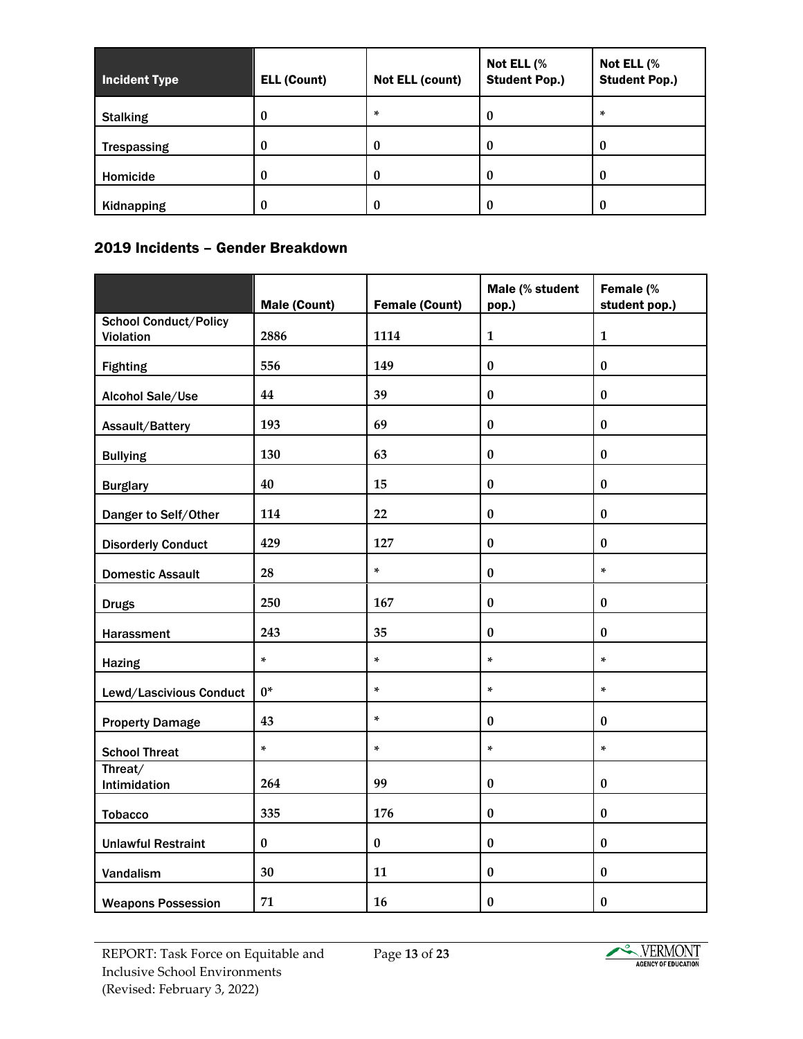| Incident Type | ELL (Count) | Not ELL (count) | Not ELL (% Student Pop.) | Not ELL (% Student Pop.) |
|---|---|---|---|---|
| Stalking | 0 | * | 0 | * |
| Trespassing | 0 | 0 | 0 | 0 |
| Homicide | 0 | 0 | 0 | 0 |
| Kidnapping | 0 | 0 | 0 | 0 |

## 2019 Incidents – Gender Breakdown

| | Male (Count) | Female (Count) | Male (% student pop.) | Female (% student pop.) |
|---|---|---|---|---|
| School Conduct/Policy Violation | 2886 | 1114 | 1 | 1 |
| Fighting | 556 | 149 | 0 | 0 |
| Alcohol Sale/Use | 44 | 39 | 0 | 0 |
| Assault/Battery | 193 | 69 | 0 | 0 |
| Bullying | 130 | 63 | 0 | 0 |
| Burglary | 40 | 15 | 0 | 0 |
| Danger to Self/Other | 114 | 22 | 0 | 0 |
| Disorderly Conduct | 429 | 127 | 0 | 0 |
| Domestic Assault | 28 | * | 0 | * |
| Drugs | 250 | 167 | 0 | 0 |
| Harassment | 243 | 35 | 0 | 0 |
| Hazing | * | * | * | * |
| Lewd/Lascivious Conduct | 0* | * | * | * |
| Property Damage | 43 | * | 0 | 0 |
| School Threat | * | * | * | * |
| Threat/ Intimidation | 264 | 99 | 0 | 0 |
| Tobacco | 335 | 176 | 0 | 0 |
| Unlawful Restraint | 0 | 0 | 0 | 0 |
| Vandalism | 30 | 11 | 0 | 0 |
| Weapons Possession | 71 | 16 | 0 | 0 |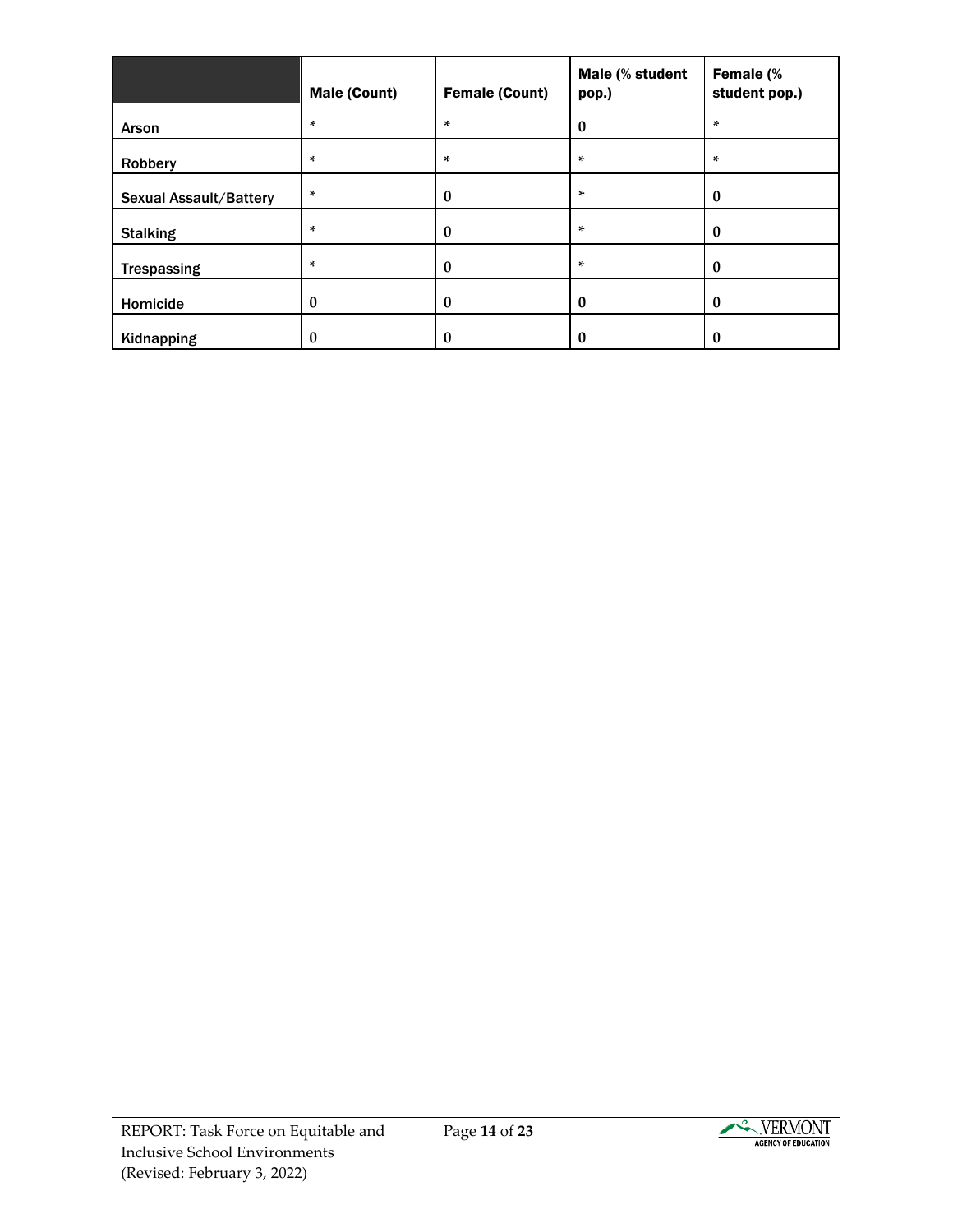| | Male (Count) | Female (Count) | Male (% student pop.) | Female (% student pop.) |
|---|---|---|---|---|
| Arson | * | * | 0 | * |
| Robbery | * | * | * | * |
| Sexual Assault/Battery | * | 0 | * | 0 |
| Stalking | * | 0 | * | 0 |
| Trespassing | * | 0 | * | 0 |
| Homicide | 0 | 0 | 0 | 0 |
| Kidnapping | 0 | 0 | 0 | 0 |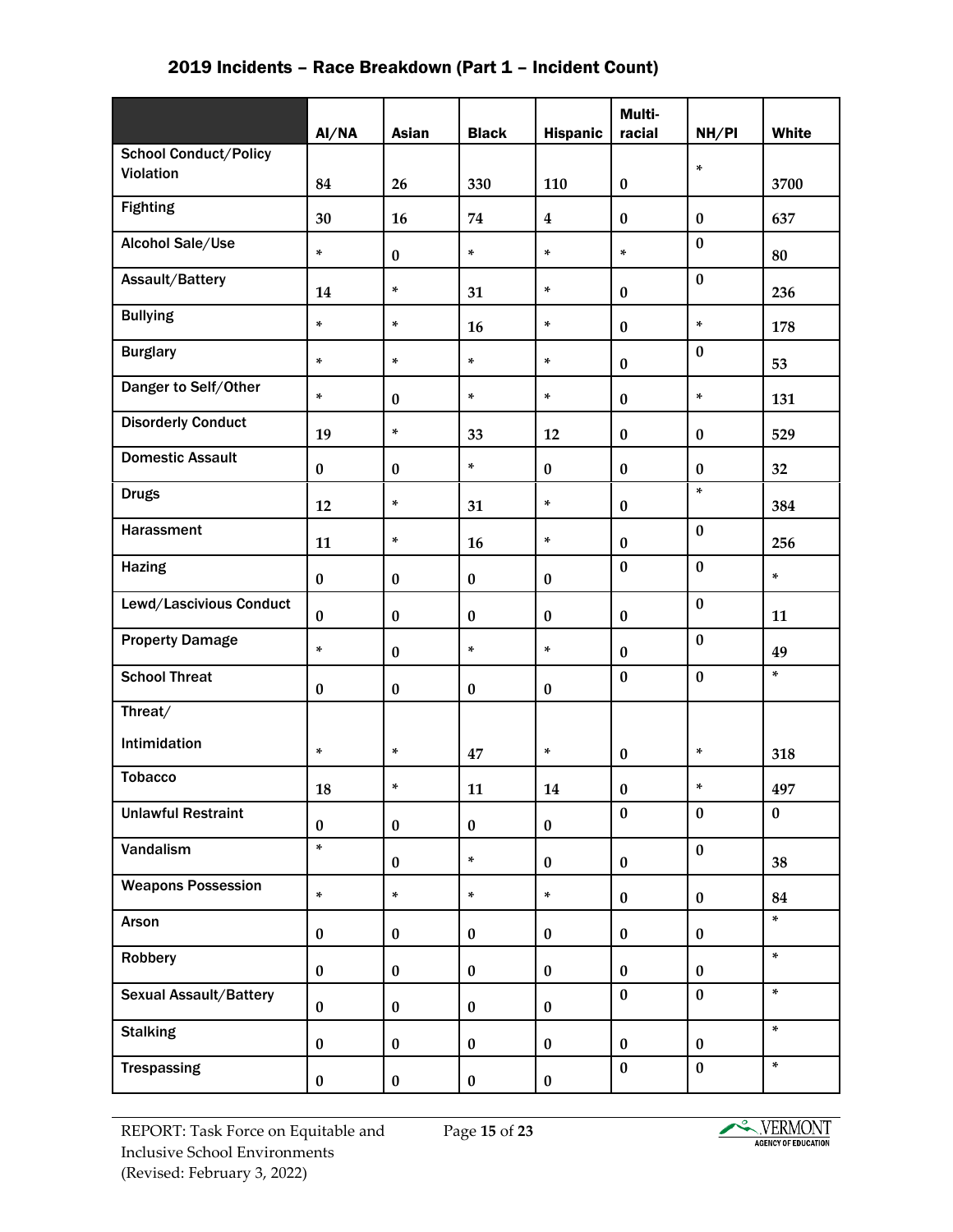## 2019 Incidents – Race Breakdown (Part 1 – Incident Count)

| | AI/NA | Asian | Black | Hispanic | Multi-racial | NH/PI | White |
|---|---|---|---|---|---|---|---|
| School Conduct/Policy Violation | 84 | 26 | 330 | 110 | 0 | * | 3700 |
| Fighting | 30 | 16 | 74 | 4 | 0 | 0 | 637 |
| Alcohol Sale/Use | * | 0 | * | * | * | 0 | 80 |
| Assault/Battery | 14 | * | 31 | * | 0 | 0 | 236 |
| Bullying | * | * | 16 | * | 0 | * | 178 |
| Burglary | * | * | * | * | 0 | 0 | 53 |
| Danger to Self/Other | * | 0 | * | * | 0 | * | 131 |
| Disorderly Conduct | 19 | * | 33 | 12 | 0 | 0 | 529 |
| Domestic Assault | 0 | 0 | * | 0 | 0 | 0 | 32 |
| Drugs | 12 | * | 31 | * | 0 | * | 384 |
| Harassment | 11 | * | 16 | * | 0 | 0 | 256 |
| Hazing | 0 | 0 | 0 | 0 | 0 | 0 | * |
| Lewd/Lascivious Conduct | 0 | 0 | 0 | 0 | 0 | 0 | 11 |
| Property Damage | * | 0 | * | * | 0 | 0 | 49 |
| School Threat | 0 | 0 | 0 | 0 | 0 | 0 | * |
| Threat/ Intimidation | * | * | 47 | * | 0 | * | 318 |
| Tobacco | 18 | * | 11 | 14 | 0 | * | 497 |
| Unlawful Restraint | 0 | 0 | 0 | 0 | 0 | 0 | 0 |
| Vandalism | * | 0 | * | 0 | 0 | 0 | 38 |
| Weapons Possession | * | * | * | * | 0 | 0 | 84 |
| Arson | 0 | 0 | 0 | 0 | 0 | 0 | * |
| Robbery | 0 | 0 | 0 | 0 | 0 | 0 | * |
| Sexual Assault/Battery | 0 | 0 | 0 | 0 | 0 | 0 | * |
| Stalking | 0 | 0 | 0 | 0 | 0 | 0 | * |
| Trespassing | 0 | 0 | 0 | 0 | 0 | 0 | * |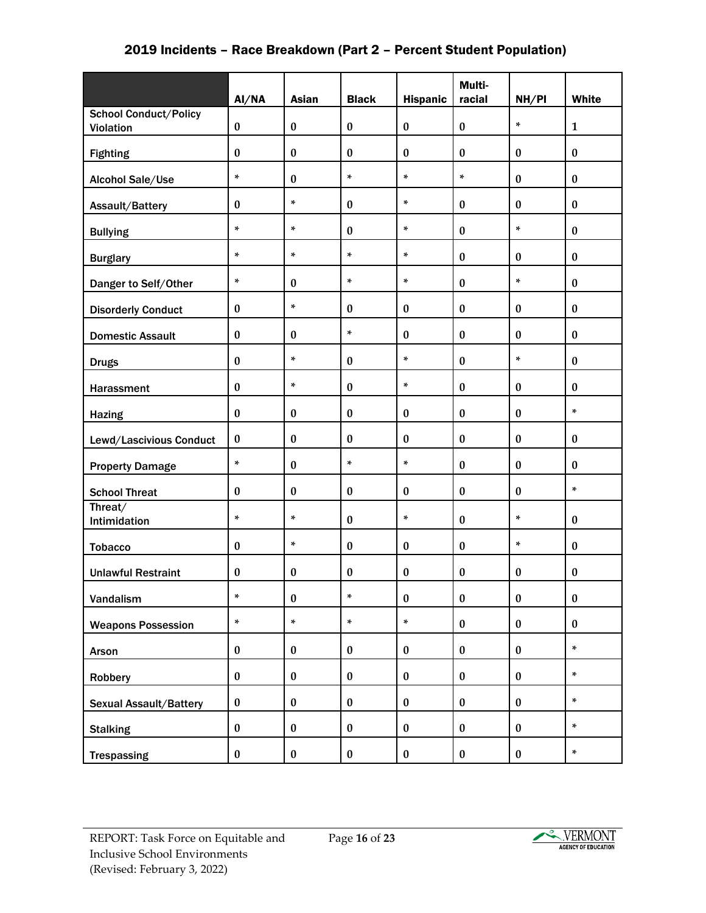## 2019 Incidents – Race Breakdown (Part 2 – Percent Student Population)

| | AI/NA | Asian | Black | Hispanic | Multi-racial | NH/PI | White |
|---|---|---|---|---|---|---|---|
| School Conduct/Policy Violation | 0 | 0 | 0 | 0 | 0 | * | 1 |
| Fighting | 0 | 0 | 0 | 0 | 0 | 0 | 0 |
| Alcohol Sale/Use | * | 0 | * | * | * | 0 | 0 |
| Assault/Battery | 0 | * | 0 | * | 0 | 0 | 0 |
| Bullying | * | * | 0 | * | 0 | * | 0 |
| Burglary | * | * | * | * | 0 | 0 | 0 |
| Danger to Self/Other | * | 0 | * | * | 0 | * | 0 |
| Disorderly Conduct | 0 | * | 0 | 0 | 0 | 0 | 0 |
| Domestic Assault | 0 | 0 | * | 0 | 0 | 0 | 0 |
| Drugs | 0 | * | 0 | * | 0 | * | 0 |
| Harassment | 0 | * | 0 | * | 0 | 0 | 0 |
| Hazing | 0 | 0 | 0 | 0 | 0 | 0 | * |
| Lewd/Lascivious Conduct | 0 | 0 | 0 | 0 | 0 | 0 | 0 |
| Property Damage | * | 0 | * | * | 0 | 0 | 0 |
| School Threat | 0 | 0 | 0 | 0 | 0 | 0 | * |
| Threat/ Intimidation | * | * | 0 | * | 0 | * | 0 |
| Tobacco | 0 | * | 0 | 0 | 0 | * | 0 |
| Unlawful Restraint | 0 | 0 | 0 | 0 | 0 | 0 | 0 |
| Vandalism | * | 0 | * | 0 | 0 | 0 | 0 |
| Weapons Possession | * | * | * | * | 0 | 0 | 0 |
| Arson | 0 | 0 | 0 | 0 | 0 | 0 | * |
| Robbery | 0 | 0 | 0 | 0 | 0 | 0 | * |
| Sexual Assault/Battery | 0 | 0 | 0 | 0 | 0 | 0 | * |
| Stalking | 0 | 0 | 0 | 0 | 0 | 0 | * |
| Trespassing | 0 | 0 | 0 | 0 | 0 | 0 | * |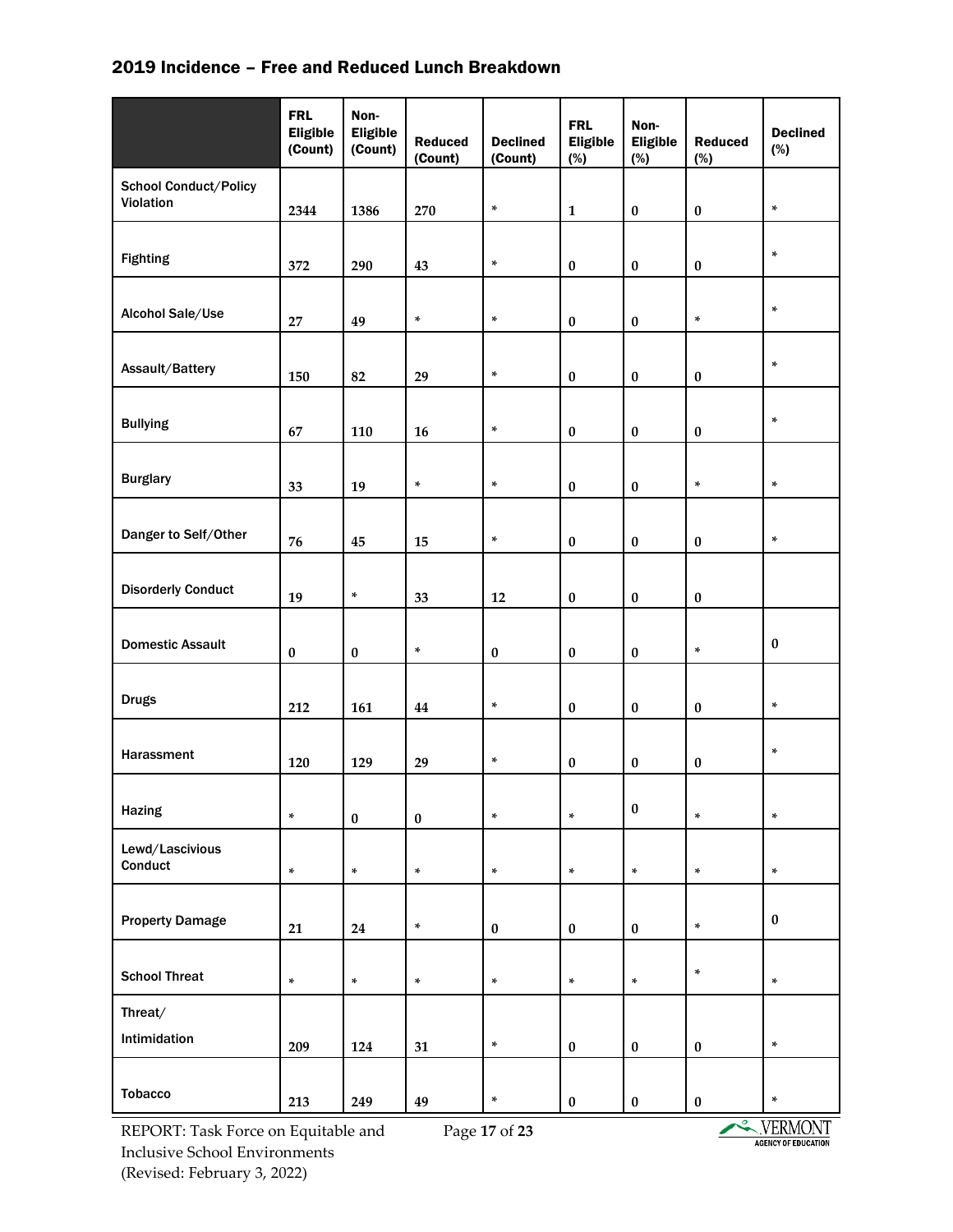## 2019 Incidence – Free and Reduced Lunch Breakdown

| | FRL Eligible (Count) | Non-Eligible (Count) | Reduced (Count) | Declined (Count) | FRL Eligible (%) | Non-Eligible (%) | Reduced (%) | Declined (%) |
|---|---|---|---|---|---|---|---|---|
| School Conduct/Policy Violation | 2344 | 1386 | 270 | * | 1 | 0 | 0 | * |
| Fighting | 372 | 290 | 43 | * | 0 | 0 | 0 | * |
| Alcohol Sale/Use | 27 | 49 | * | * | 0 | 0 | * | * |
| Assault/Battery | 150 | 82 | 29 | * | 0 | 0 | 0 | * |
| Bullying | 67 | 110 | 16 | * | 0 | 0 | 0 | * |
| Burglary | 33 | 19 | * | * | 0 | 0 | * | * |
| Danger to Self/Other | 76 | 45 | 15 | * | 0 | 0 | 0 | * |
| Disorderly Conduct | 19 | * | 33 | 12 | 0 | 0 | 0 | |
| Domestic Assault | 0 | 0 | * | 0 | 0 | 0 | * | 0 |
| Drugs | 212 | 161 | 44 | * | 0 | 0 | 0 | * |
| Harassment | 120 | 129 | 29 | * | 0 | 0 | 0 | * |
| Hazing | * | 0 | 0 | * | * | 0 | * | * |
| Lewd/Lascivious Conduct | * | * | * | * | * | * | * | * |
| Property Damage | 21 | 24 | * | 0 | 0 | 0 | * | 0 |
| School Threat | * | * | * | * | * | * | * | * |
| Threat/ Intimidation | 209 | 124 | 31 | * | 0 | 0 | 0 | * |
| Tobacco | 213 | 249 | 49 | * | 0 | 0 | 0 | * |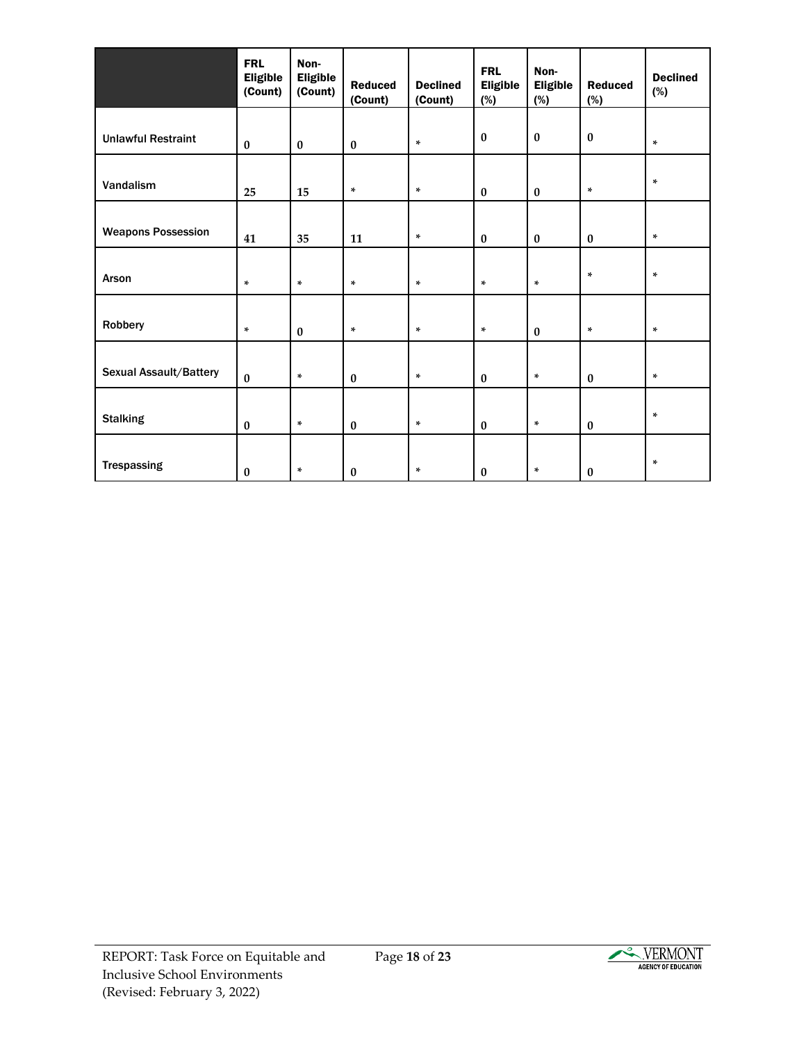| | FRL Eligible (Count) | Non-Eligible (Count) | Reduced (Count) | Declined (Count) | FRL Eligible (%) | Non-Eligible (%) | Reduced (%) | Declined (%) |
|---|---|---|---|---|---|---|---|---|
| Unlawful Restraint | 0 | 0 | 0 | * | 0 | 0 | 0 | * |
| Vandalism | 25 | 15 | * | * | 0 | 0 | * | * |
| Weapons Possession | 41 | 35 | 11 | * | 0 | 0 | 0 | * |
| Arson | * | * | * | * | * | * | * | * |
| Robbery | * | 0 | * | * | * | 0 | * | * |
| Sexual Assault/Battery | 0 | * | 0 | * | 0 | * | 0 | * |
| Stalking | 0 | * | 0 | * | 0 | * | 0 | * |
| Trespassing | 0 | * | 0 | * | 0 | * | 0 | * |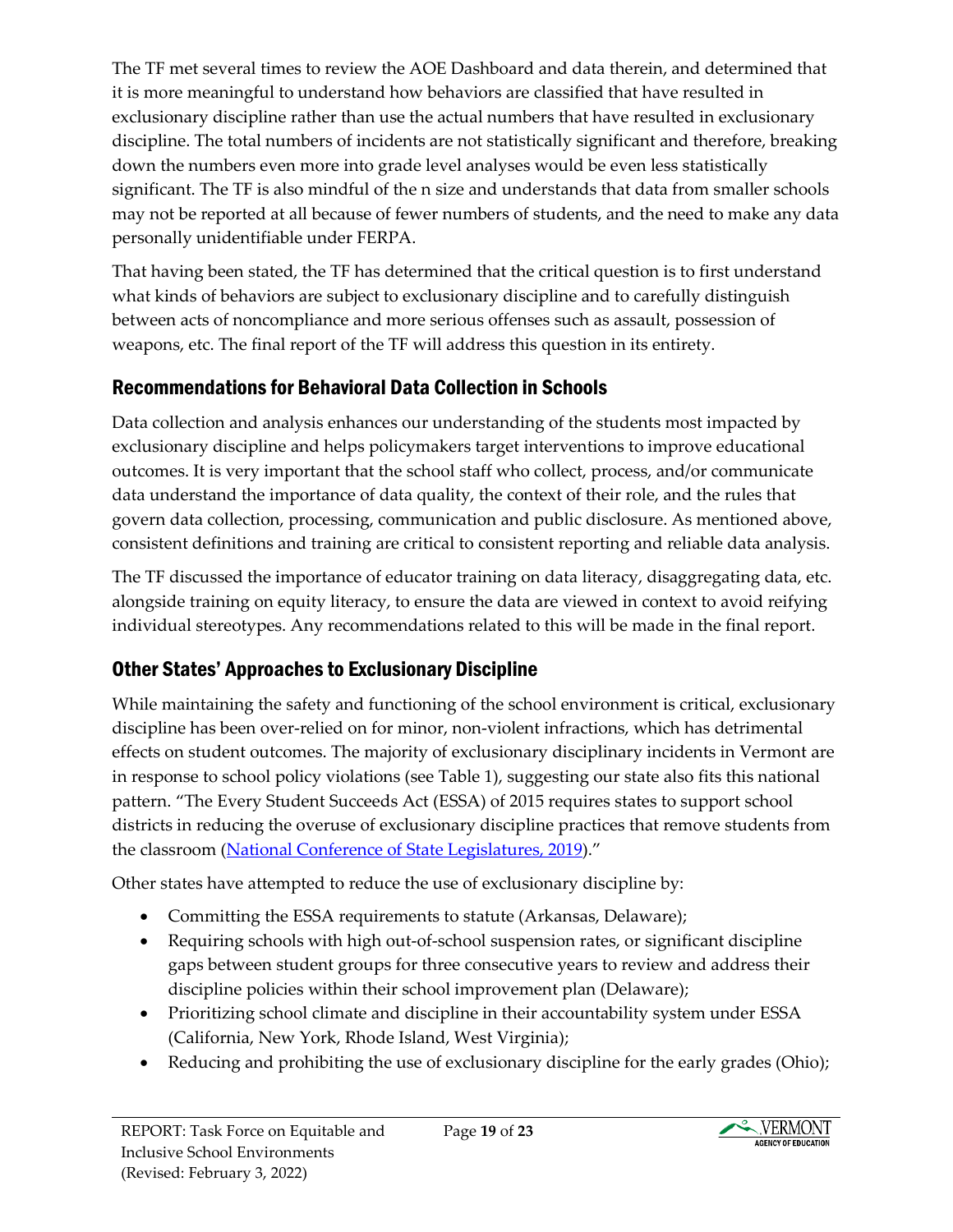The TF met several times to review the AOE Dashboard and data therein, and determined that it is more meaningful to understand how behaviors are classified that have resulted in exclusionary discipline rather than use the actual numbers that have resulted in exclusionary discipline. The total numbers of incidents are not statistically significant and therefore, breaking down the numbers even more into grade level analyses would be even less statistically significant. The TF is also mindful of the n size and understands that data from smaller schools may not be reported at all because of fewer numbers of students, and the need to make any data personally unidentifiable under FERPA.

That having been stated, the TF has determined that the critical question is to first understand what kinds of behaviors are subject to exclusionary discipline and to carefully distinguish between acts of noncompliance and more serious offenses such as assault, possession of weapons, etc. The final report of the TF will address this question in its entirety.

## Recommendations for Behavioral Data Collection in Schools

Data collection and analysis enhances our understanding of the students most impacted by exclusionary discipline and helps policymakers target interventions to improve educational outcomes. It is very important that the school staff who collect, process, and/or communicate data understand the importance of data quality, the context of their role, and the rules that govern data collection, processing, communication and public disclosure. As mentioned above, consistent definitions and training are critical to consistent reporting and reliable data analysis.

The TF discussed the importance of educator training on data literacy, disaggregating data, etc. alongside training on equity literacy, to ensure the data are viewed in context to avoid reifying individual stereotypes. Any recommendations related to this will be made in the final report.

## Other States' Approaches to Exclusionary Discipline

While maintaining the safety and functioning of the school environment is critical, exclusionary discipline has been over-relied on for minor, non-violent infractions, which has detrimental effects on student outcomes. The majority of exclusionary disciplinary incidents in Vermont are in response to school policy violations (see Table 1), suggesting our state also fits this national pattern. "The Every Student Succeeds Act (ESSA) of 2015 requires states to support school districts in reducing the overuse of exclusionary discipline practices that remove students from the classroom ([National Conference of State Legislatures, 2019](#))."

Other states have attempted to reduce the use of exclusionary discipline by:

- Committing the ESSA requirements to statute (Arkansas, Delaware);
- Requiring schools with high out-of-school suspension rates, or significant discipline gaps between student groups for three consecutive years to review and address their discipline policies within their school improvement plan (Delaware);
- Prioritizing school climate and discipline in their accountability system under ESSA (California, New York, Rhode Island, West Virginia);
- Reducing and prohibiting the use of exclusionary discipline for the early grades (Ohio);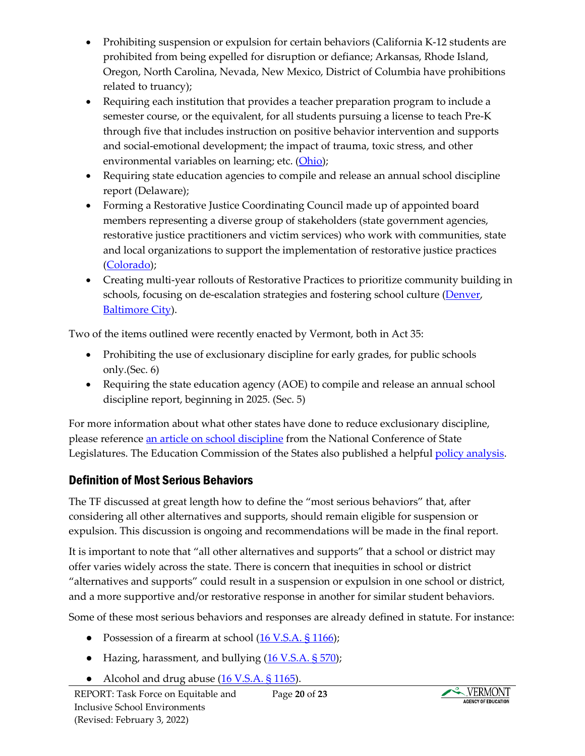- Prohibiting suspension or expulsion for certain behaviors (California K-12 students are prohibited from being expelled for disruption or defiance; Arkansas, Rhode Island, Oregon, North Carolina, Nevada, New Mexico, District of Columbia have prohibitions related to truancy);
- Requiring each institution that provides a teacher preparation program to include a semester course, or the equivalent, for all students pursuing a license to teach Pre-K through five that includes instruction on positive behavior intervention and supports and social-emotional development; the impact of trauma, toxic stress, and other environmental variables on learning; etc. (Ohio);
- Requiring state education agencies to compile and release an annual school discipline report (Delaware);
- Forming a Restorative Justice Coordinating Council made up of appointed board members representing a diverse group of stakeholders (state government agencies, restorative justice practitioners and victim services) who work with communities, state and local organizations to support the implementation of restorative justice practices (Colorado);
- Creating multi-year rollouts of Restorative Practices to prioritize community building in schools, focusing on de-escalation strategies and fostering school culture (Denver, Baltimore City).

Two of the items outlined were recently enacted by Vermont, both in Act 35:

- Prohibiting the use of exclusionary discipline for early grades, for public schools only.(Sec. 6)
- Requiring the state education agency (AOE) to compile and release an annual school discipline report, beginning in 2025. (Sec. 5)

For more information about what other states have done to reduce exclusionary discipline, please reference an article on school discipline from the National Conference of State Legislatures. The Education Commission of the States also published a helpful policy analysis.

## Definition of Most Serious Behaviors

The TF discussed at great length how to define the "most serious behaviors" that, after considering all other alternatives and supports, should remain eligible for suspension or expulsion. This discussion is ongoing and recommendations will be made in the final report.

It is important to note that "all other alternatives and supports" that a school or district may offer varies widely across the state. There is concern that inequities in school or district "alternatives and supports" could result in a suspension or expulsion in one school or district, and a more supportive and/or restorative response in another for similar student behaviors.

Some of these most serious behaviors and responses are already defined in statute. For instance:

- Possession of a firearm at school (16 V.S.A. § 1166);
- Hazing, harassment, and bullying (16 V.S.A. § 570);
- Alcohol and drug abuse (16 V.S.A. § 1165).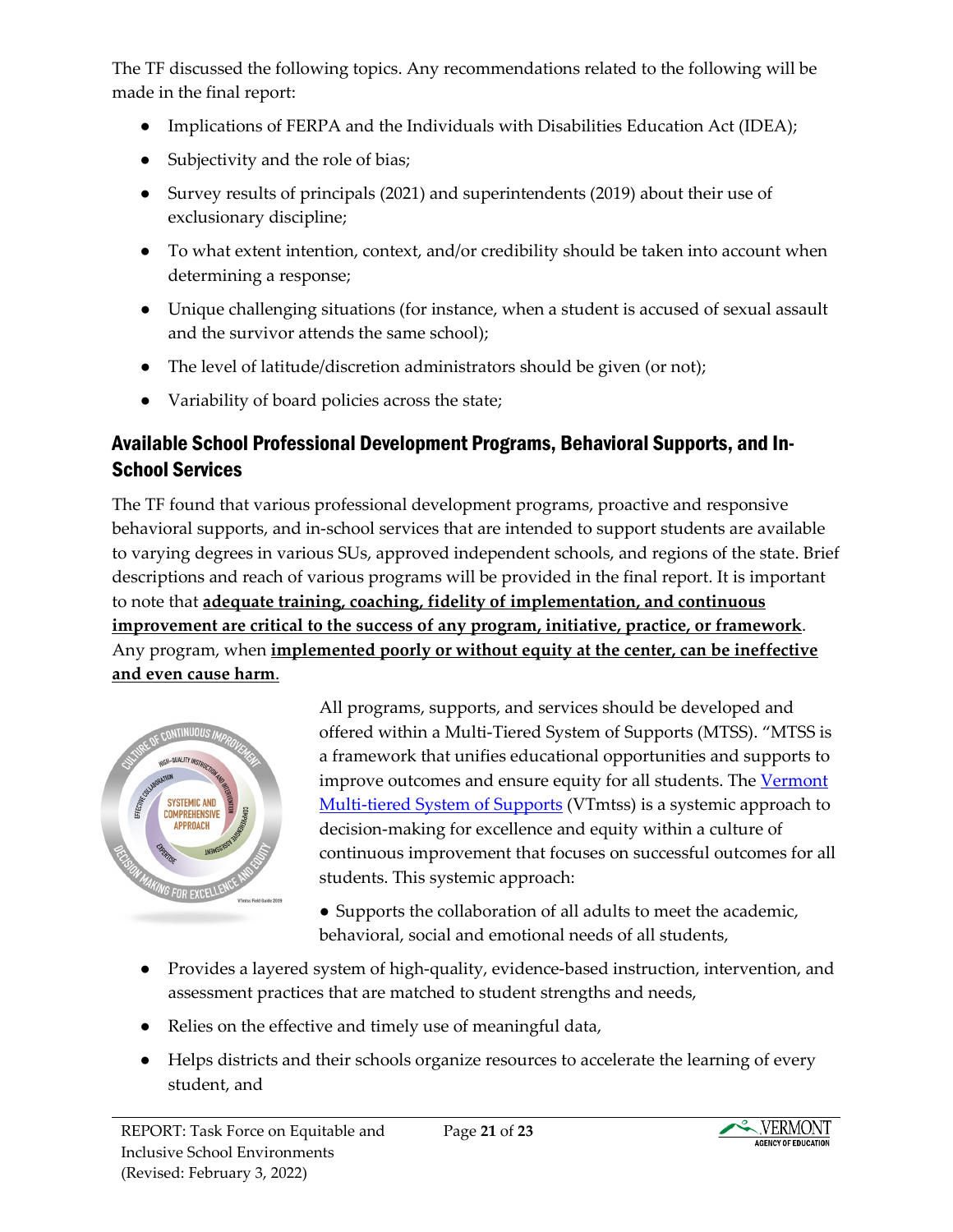The TF discussed the following topics. Any recommendations related to the following will be made in the final report:

- Implications of FERPA and the Individuals with Disabilities Education Act (IDEA);
- Subjectivity and the role of bias;
- Survey results of principals (2021) and superintendents (2019) about their use of exclusionary discipline;
- To what extent intention, context, and/or credibility should be taken into account when determining a response;
- Unique challenging situations (for instance, when a student is accused of sexual assault and the survivor attends the same school);
- The level of latitude/discretion administrators should be given (or not);
- Variability of board policies across the state;

## Available School Professional Development Programs, Behavioral Supports, and In-School Services

The TF found that various professional development programs, proactive and responsive behavioral supports, and in-school services that are intended to support students are available to varying degrees in various SUs, approved independent schools, and regions of the state. Brief descriptions and reach of various programs will be provided in the final report. It is important to note that **adequate training, coaching, fidelity of implementation, and continuous improvement are critical to the success of any program, initiative, practice, or framework**. Any program, when **implemented poorly or without equity at the center, can be ineffective and even cause harm**.

All programs, supports, and services should be developed and offered within a Multi-Tiered System of Supports (MTSS). "MTSS is a framework that unifies educational opportunities and supports to improve outcomes and ensure equity for all students. The Vermont Multi-tiered System of Supports (VTmtss) is a systemic approach to decision-making for excellence and equity within a culture of continuous improvement that focuses on successful outcomes for all students. This systemic approach:

- Supports the collaboration of all adults to meet the academic, behavioral, social and emotional needs of all students,
- Provides a layered system of high-quality, evidence-based instruction, intervention, and assessment practices that are matched to student strengths and needs,
- Relies on the effective and timely use of meaningful data,
- Helps districts and their schools organize resources to accelerate the learning of every student, and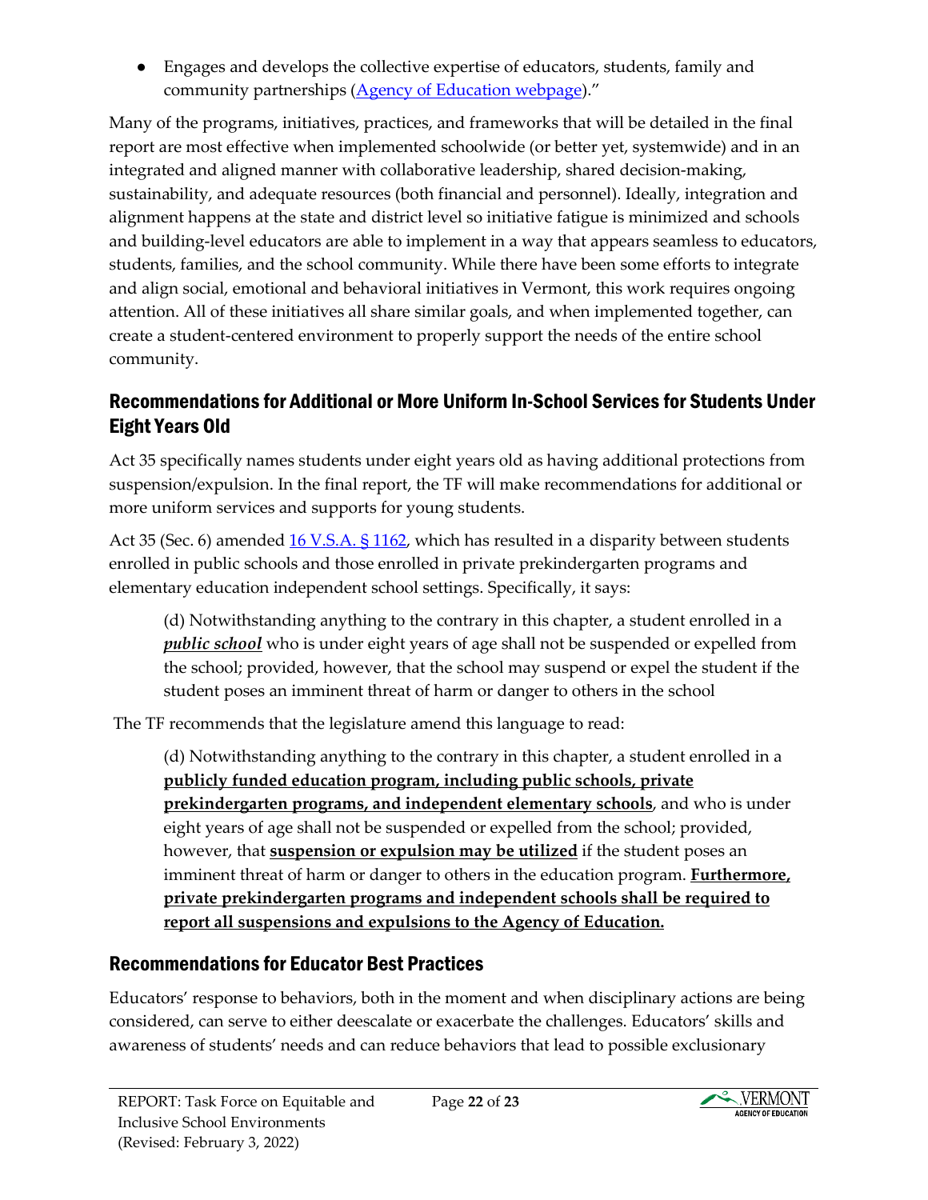- Engages and develops the collective expertise of educators, students, family and community partnerships (Agency of Education webpage)."

Many of the programs, initiatives, practices, and frameworks that will be detailed in the final report are most effective when implemented schoolwide (or better yet, systemwide) and in an integrated and aligned manner with collaborative leadership, shared decision-making, sustainability, and adequate resources (both financial and personnel). Ideally, integration and alignment happens at the state and district level so initiative fatigue is minimized and schools and building-level educators are able to implement in a way that appears seamless to educators, students, families, and the school community. While there have been some efforts to integrate and align social, emotional and behavioral initiatives in Vermont, this work requires ongoing attention. All of these initiatives all share similar goals, and when implemented together, can create a student-centered environment to properly support the needs of the entire school community.

## Recommendations for Additional or More Uniform In-School Services for Students Under Eight Years Old

Act 35 specifically names students under eight years old as having additional protections from suspension/expulsion. In the final report, the TF will make recommendations for additional or more uniform services and supports for young students.

Act 35 (Sec. 6) amended 16 V.S.A. § 1162, which has resulted in a disparity between students enrolled in public schools and those enrolled in private prekindergarten programs and elementary education independent school settings. Specifically, it says:

> (d) Notwithstanding anything to the contrary in this chapter, a student enrolled in a ***public school*** who is under eight years of age shall not be suspended or expelled from the school; provided, however, that the school may suspend or expel the student if the student poses an imminent threat of harm or danger to others in the school

The TF recommends that the legislature amend this language to read:

> (d) Notwithstanding anything to the contrary in this chapter, a student enrolled in a **publicly funded education program, including public schools, private prekindergarten programs, and independent elementary schools**, and who is under eight years of age shall not be suspended or expelled from the school; provided, however, that **suspension or expulsion may be utilized** if the student poses an imminent threat of harm or danger to others in the education program. **Furthermore, private prekindergarten programs and independent schools shall be required to report all suspensions and expulsions to the Agency of Education.**

## Recommendations for Educator Best Practices

Educators' response to behaviors, both in the moment and when disciplinary actions are being considered, can serve to either deescalate or exacerbate the challenges. Educators' skills and awareness of students' needs and can reduce behaviors that lead to possible exclusionary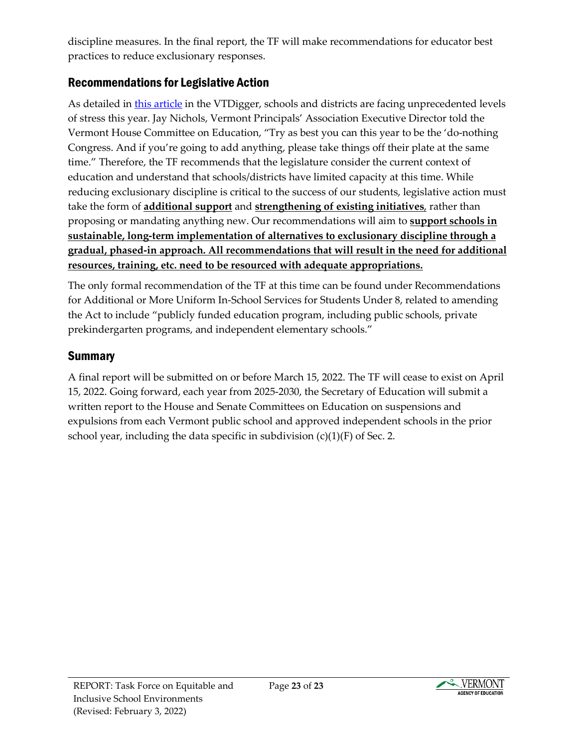discipline measures. In the final report, the TF will make recommendations for educator best practices to reduce exclusionary responses.

## Recommendations for Legislative Action

As detailed in [this article] in the VTDigger, schools and districts are facing unprecedented levels of stress this year. Jay Nichols, Vermont Principals' Association Executive Director told the Vermont House Committee on Education, "Try as best you can this year to be the 'do-nothing Congress. And if you're going to add anything, please take things off their plate at the same time." Therefore, the TF recommends that the legislature consider the current context of education and understand that schools/districts have limited capacity at this time. While reducing exclusionary discipline is critical to the success of our students, legislative action must take the form of **additional support** and **strengthening of existing initiatives**, rather than proposing or mandating anything new. Our recommendations will aim to **support schools in sustainable, long-term implementation of alternatives to exclusionary discipline through a gradual, phased-in approach. All recommendations that will result in the need for additional resources, training, etc. need to be resourced with adequate appropriations.**

The only formal recommendation of the TF at this time can be found under Recommendations for Additional or More Uniform In-School Services for Students Under 8, related to amending the Act to include "publicly funded education program, including public schools, private prekindergarten programs, and independent elementary schools."

## Summary

A final report will be submitted on or before March 15, 2022. The TF will cease to exist on April 15, 2022. Going forward, each year from 2025-2030, the Secretary of Education will submit a written report to the House and Senate Committees on Education on suspensions and expulsions from each Vermont public school and approved independent schools in the prior school year, including the data specific in subdivision (c)(1)(F) of Sec. 2.